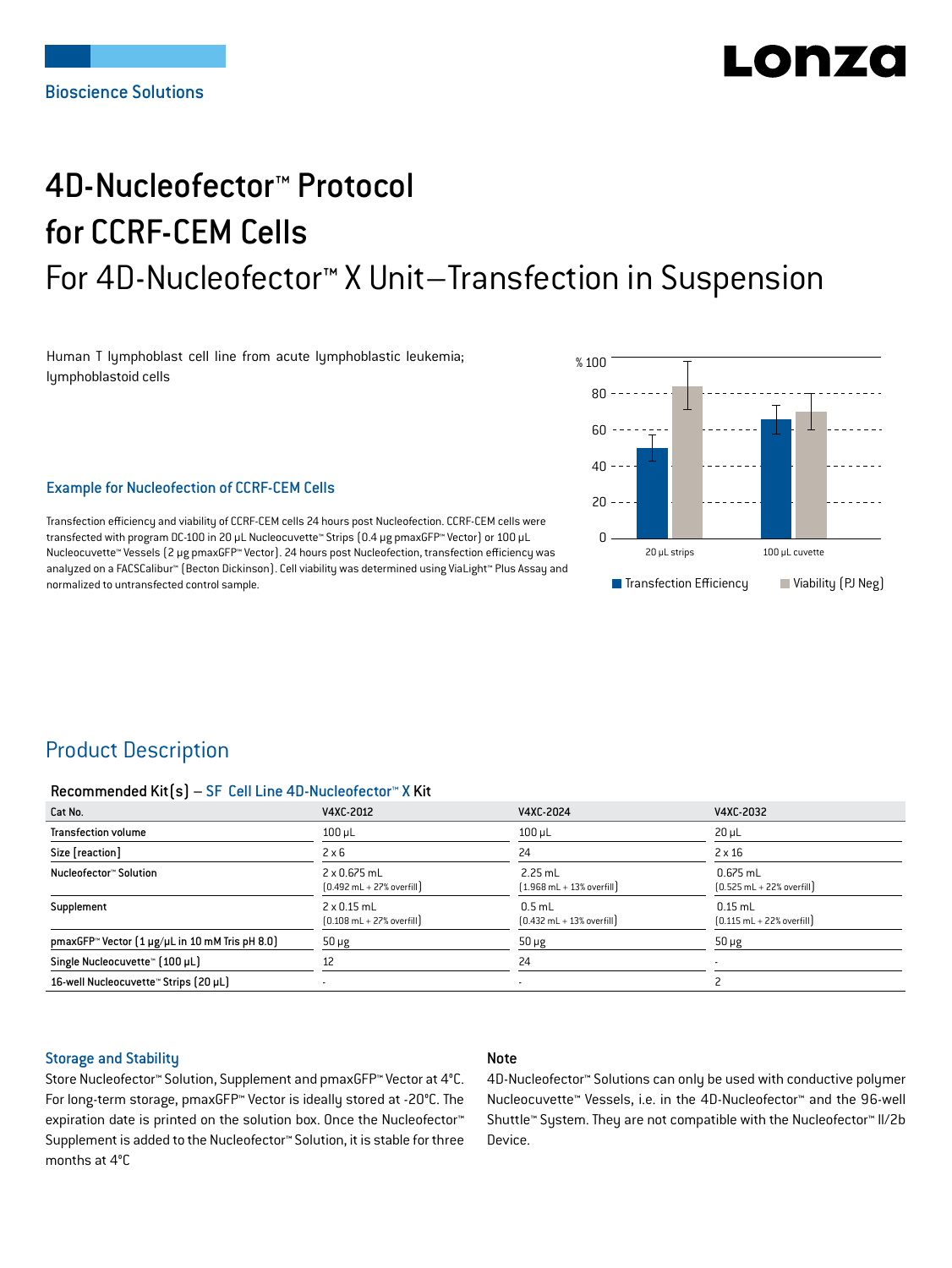Bioscience Solutions

# 4D-Nucleofector™ Protocol for CCRF-CEM Cells

## For 4D-Nucleofector™ X Unit–Transfection in Suspension

Human T lymphoblast cell line from acute lymphoblastic leukemia; lymphoblastoid cells

### Example for Nucleofection of CCRF-CEM Cells

Transfection efficiency and viability of CCRF-CEM cells 24 hours post Nucleofection. CCRF-CEM cells were transfected with program DC-100 in 20 µL Nucleocuvette™ Strips (0.4 µg pmaxGFP™ Vector) or 100 µL Nucleocuvette™ Vessels (2 µg pmaxGFP™ Vector). 24 hours post Nucleofection, transfection efficiency was analyzed on a FACSCalibur™ (Becton Dickinson). Cell viability was determined using ViaLight™ Plus Assay and normalized to untransfected control sample.

## Product Description

**Recommended Kit(s) – SF Cell Line 4D-Nucleofector™ X Kit**

| Cat No. | V4XC-2012 | V4XC-2024 | V4XC-2032 |
|---|---|---|---|
| Transfection volume | 100 µL | 100 µL | 20 µL |
| Size [reaction] | 2 x 6 | 24 | 2 x 16 |
| Nucleofector™ Solution | 2 x 0.675 mL (0.492 mL + 27% overfill) | 2.25 mL (1.968 mL + 13% overfill) | 0.675 mL (0.525 mL + 22% overfill) |
| Supplement | 2 x 0.15 mL (0.108 mL + 27% overfill) | 0.5 mL (0.432 mL + 13% overfill) | 0.15 mL (0.115 mL + 22% overfill) |
| pmaxGFP™ Vector (1 µg/µL in 10 mM Tris pH 8.0) | 50 µg | 50 µg | 50 µg |
| Single Nucleocuvette™ (100 µL) | 12 | 24 | - |
| 16-well Nucleocuvette™ Strips (20 µL) | - | - | 2 |

### Storage and Stability

Store Nucleofector™ Solution, Supplement and pmaxGFP™ Vector at 4°C. For long-term storage, pmaxGFP™ Vector is ideally stored at -20°C. The expiration date is printed on the solution box. Once the Nucleofector™ Supplement is added to the Nucleofector™ Solution, it is stable for three months at 4°C

### Note

4D-Nucleofector™ Solutions can only be used with conductive polymer Nucleocuvette™ Vessels, i.e. in the 4D-Nucleofector™ and the 96-well Shuttle™ System. They are not compatible with the Nucleofector™ II/2b Device.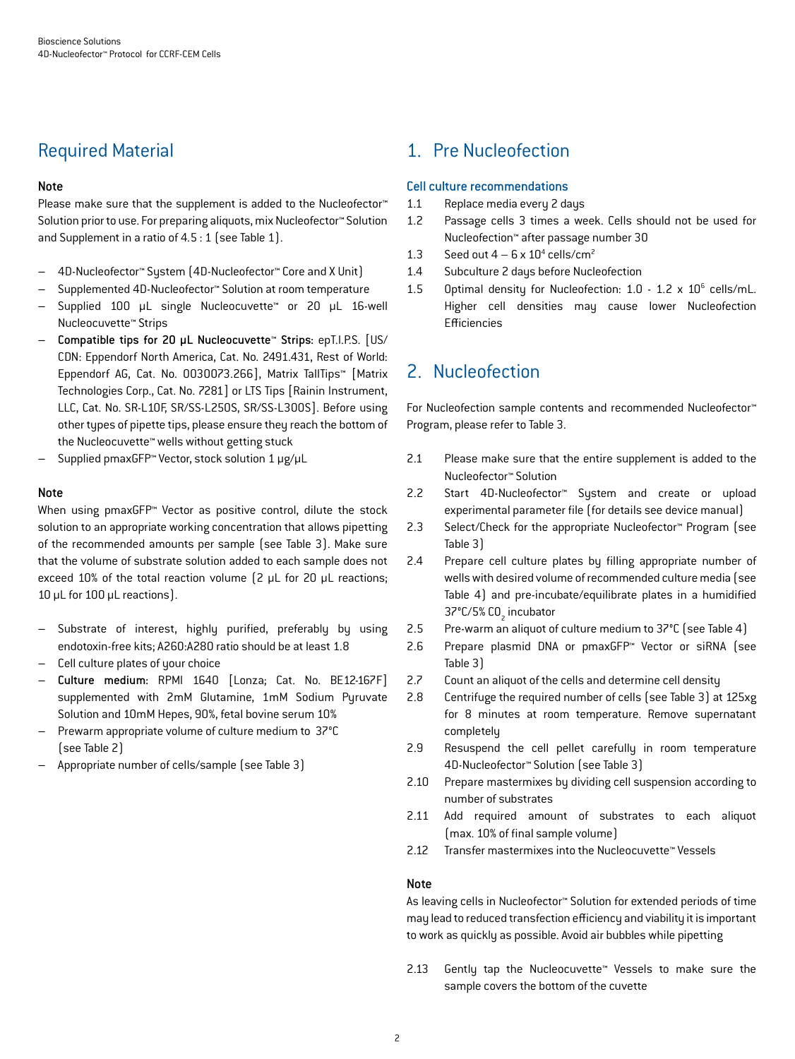## Required Material

### Note

Please make sure that the supplement is added to the Nucleofector™ Solution prior to use. For preparing aliquots, mix Nucleofector™ Solution and Supplement in a ratio of 4.5 : 1 (see Table 1).

- 4D-Nucleofector™ System (4D-Nucleofector™ Core and X Unit)
- Supplemented 4D-Nucleofector™ Solution at room temperature
- Supplied 100 µL single Nucleocuvette™ or 20 µL 16-well Nucleocuvette™ Strips
- **Compatible tips for 20 µL Nucleocuvette™ Strips:** epT.I.P.S. [US/CDN: Eppendorf North America, Cat. No. 2491.431, Rest of World: Eppendorf AG, Cat. No. 0030073.266], Matrix TallTips™ [Matrix Technologies Corp., Cat. No. 7281] or LTS Tips [Rainin Instrument, LLC, Cat. No. SR-L10F, SR/SS-L250S, SR/SS-L300S]. Before using other types of pipette tips, please ensure they reach the bottom of the Nucleocuvette™ wells without getting stuck
- Supplied pmaxGFP™ Vector, stock solution 1 µg/µL

### Note

When using pmaxGFP™ Vector as positive control, dilute the stock solution to an appropriate working concentration that allows pipetting of the recommended amounts per sample (see Table 3). Make sure that the volume of substrate solution added to each sample does not exceed 10% of the total reaction volume (2 µL for 20 µL reactions; 10 µL for 100 µL reactions).

- Substrate of interest, highly purified, preferably by using endotoxin-free kits; A260:A280 ratio should be at least 1.8
- Cell culture plates of your choice
- **Culture medium:** RPMI 1640 [Lonza; Cat. No. BE12-167F] supplemented with 2mM Glutamine, 1mM Sodium Pyruvate Solution and 10mM Hepes, 90%, fetal bovine serum 10%
- Prewarm appropriate volume of culture medium to 37°C (see Table 2)
- Appropriate number of cells/sample (see Table 3)

## 1. Pre Nucleofection

### Cell culture recommendations

1.1 Replace media every 2 days

1.2 Passage cells 3 times a week. Cells should not be used for Nucleofection™ after passage number 30

1.3 Seed out $4 – 6 \times 10^4$ cells/cm$^2$

1.4 Subculture 2 days before Nucleofection

1.5 Optimal density for Nucleofection: $1.0$ - $1.2 \times 10^6$ cells/mL. Higher cell densities may cause lower Nucleofection Efficiencies

## 2. Nucleofection

For Nucleofection sample contents and recommended Nucleofector™ Program, please refer to Table 3.

2.1 Please make sure that the entire supplement is added to the Nucleofector™ Solution

2.2 Start 4D-Nucleofector™ System and create or upload experimental parameter file (for details see device manual)

2.3 Select/Check for the appropriate Nucleofector™ Program (see Table 3)

2.4 Prepare cell culture plates by filling appropriate number of wells with desired volume of recommended culture media (see Table 4) and pre-incubate/equilibrate plates in a humidified 37°C/5% $CO_2$ incubator

2.5 Pre-warm an aliquot of culture medium to 37°C (see Table 4)

2.6 Prepare plasmid DNA or pmaxGFP™ Vector or siRNA (see Table 3)

2.7 Count an aliquot of the cells and determine cell density

2.8 Centrifuge the required number of cells (see Table 3) at 125xg for 8 minutes at room temperature. Remove supernatant completely

2.9 Resuspend the cell pellet carefully in room temperature 4D-Nucleofector™ Solution (see Table 3)

2.10 Prepare mastermixes by dividing cell suspension according to number of substrates

2.11 Add required amount of substrates to each aliquot (max. 10% of final sample volume)

2.12 Transfer mastermixes into the Nucleocuvette™ Vessels

### Note

As leaving cells in Nucleofector™ Solution for extended periods of time may lead to reduced transfection efficiency and viability it is important to work as quickly as possible. Avoid air bubbles while pipetting

2.13 Gently tap the Nucleocuvette™ Vessels to make sure the sample covers the bottom of the cuvette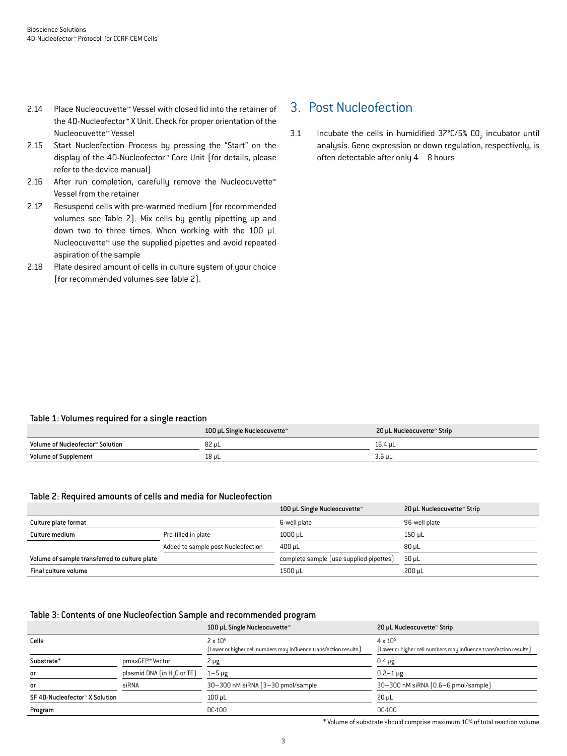2.14 Place Nucleocuvette™ Vessel with closed lid into the retainer of the 4D-Nucleofector™ X Unit. Check for proper orientation of the Nucleocuvette™ Vessel

2.15 Start Nucleofection Process by pressing the "Start" on the display of the 4D-Nucleofector™ Core Unit (for details, please refer to the device manual)

2.16 After run completion, carefully remove the Nucleocuvette™ Vessel from the retainer

2.17 Resuspend cells with pre-warmed medium (for recommended volumes see Table 2). Mix cells by gently pipetting up and down two to three times. When working with the 100 µL Nucleocuvette™ use the supplied pipettes and avoid repeated aspiration of the sample

2.18 Plate desired amount of cells in culture system of your choice (for recommended volumes see Table 2).

## 3. Post Nucleofection

3.1 Incubate the cells in humidified 37°C/5% $CO_2$ incubator until analysis. Gene expression or down regulation, respectively, is often detectable after only 4 – 8 hours

### Table 1: Volumes required for a single reaction

| | 100 µL Single Nucleocuvette™ | 20 µL Nucleocuvette™ Strip |
|---|---|---|
| Volume of Nucleofector™ Solution | 82 µL | 16.4 µL |
| Volume of Supplement | 18 µL | 3.6 µL |

### Table 2: Required amounts of cells and media for Nucleofection

| | | 100 µL Single Nucleocuvette™ | 20 µL Nucleocuvette™ Strip |
|---|---|---|---|
| Culture plate format | | 6-well plate | 96-well plate |
| Culture medium | Pre-filled in plate | 1000 µL | 150 µL |
| | Added to sample post Nucleofection | 400 µL | 80 µL |
| Volume of sample transferred to culture plate | | complete sample (use supplied pipettes) | 50 µL |
| Final culture volume | | 1500 µL | 200 µL |

### Table 3: Contents of one Nucleofection Sample and recommended program

| | | 100 µL Single Nucleocuvette™ | 20 µL Nucleocuvette™ Strip |
|---|---|---|---|
| Cells | | $2 \times 10^6$ (Lower or higher cell numbers may influence transfection results) | $4 \times 10^5$ (Lower or higher cell numbers may influence transfection results) |
| Substrate* | pmaxGFP™ Vector | 2 µg | 0.4 µg |
| or | plasmid DNA (in $H_2O$ or TE) | 1–5 µg | 0.2–1 µg |
| or | siRNA | 30–300 nM siRNA (3–30 pmol/sample | 30–300 nM siRNA (0.6–6 pmol/sample) |
| SF 4D-Nucleofector™ X Solution | | 100 µL | 20 µL |
| Program | | DC-100 | DC-100 |

* Volume of substrate should comprise maximum 10% of total reaction volume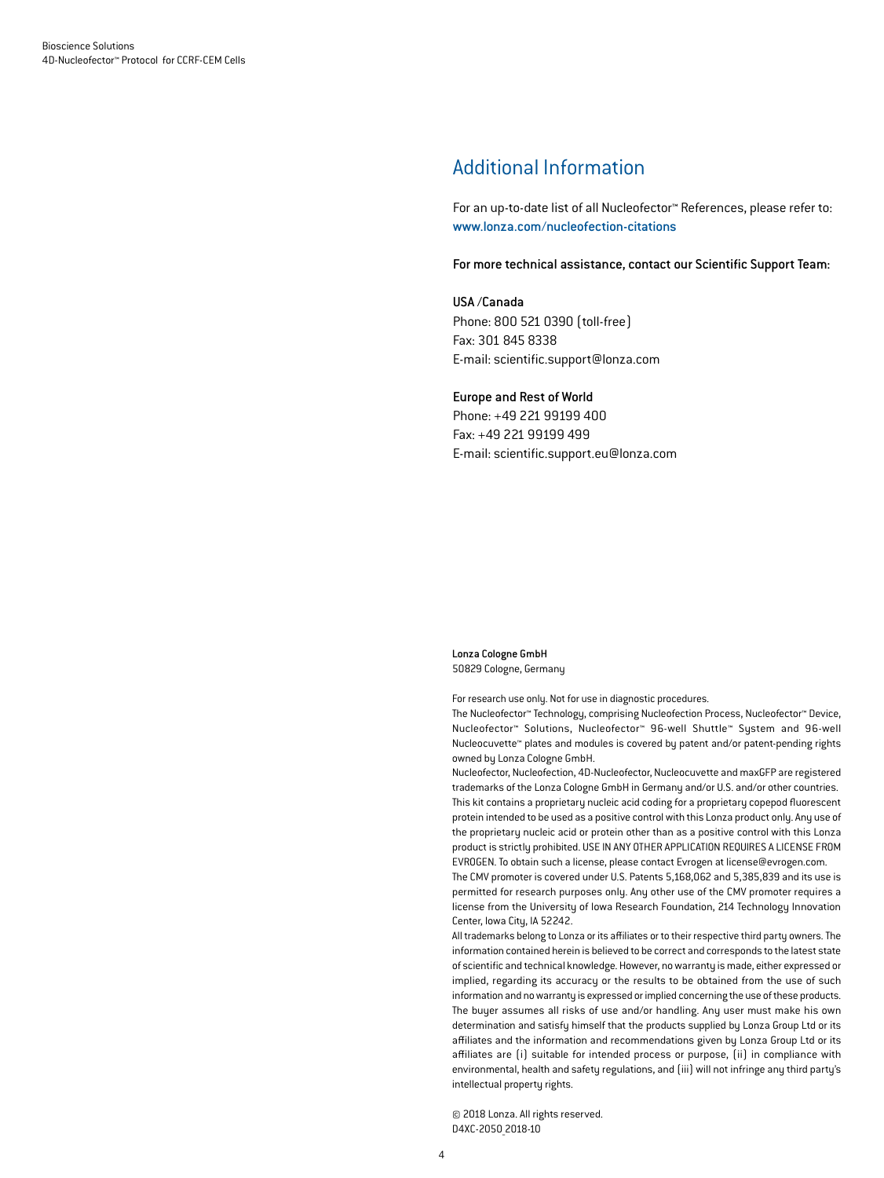## Additional Information

For an up-to-date list of all Nucleofector™ References, please refer to:
**www.lonza.com/nucleofection-citations**

**For more technical assistance, contact our Scientific Support Team:**

**USA /Canada**
Phone: 800 521 0390 (toll-free)
Fax: 301 845 8338
E-mail: scientific.support@lonza.com

**Europe and Rest of World**
Phone: +49 221 99199 400
Fax: +49 221 99199 499
E-mail: scientific.support.eu@lonza.com

**Lonza Cologne GmbH**
50829 Cologne, Germany

For research use only. Not for use in diagnostic procedures.
The Nucleofector™ Technology, comprising Nucleofection Process, Nucleofector™ Device, Nucleofector™ Solutions, Nucleofector™ 96-well Shuttle™ System and 96-well Nucleocuvette™ plates and modules is covered by patent and/or patent-pending rights owned by Lonza Cologne GmbH.
Nucleofector, Nucleofection, 4D-Nucleofector, Nucleocuvette and maxGFP are registered trademarks of the Lonza Cologne GmbH in Germany and/or U.S. and/or other countries.
This kit contains a proprietary nucleic acid coding for a proprietary copepod fluorescent protein intended to be used as a positive control with this Lonza product only. Any use of the proprietary nucleic acid or protein other than as a positive control with this Lonza product is strictly prohibited. USE IN ANY OTHER APPLICATION REQUIRES A LICENSE FROM EVROGEN. To obtain such a license, please contact Evrogen at license@evrogen.com.
The CMV promoter is covered under U.S. Patents 5,168,062 and 5,385,839 and its use is permitted for research purposes only. Any other use of the CMV promoter requires a license from the University of Iowa Research Foundation, 214 Technology Innovation Center, Iowa City, IA 52242.
All trademarks belong to Lonza or its affiliates or to their respective third party owners. The information contained herein is believed to be correct and corresponds to the latest state of scientific and technical knowledge. However, no warranty is made, either expressed or implied, regarding its accuracy or the results to be obtained from the use of such information and no warranty is expressed or implied concerning the use of these products. The buyer assumes all risks of use and/or handling. Any user must make his own determination and satisfy himself that the products supplied by Lonza Group Ltd or its affiliates and the information and recommendations given by Lonza Group Ltd or its affiliates are (i) suitable for intended process or purpose, (ii) in compliance with environmental, health and safety regulations, and (iii) will not infringe any third party's intellectual property rights.

© 2018 Lonza. All rights reserved.
D4XC-2050_2018-10